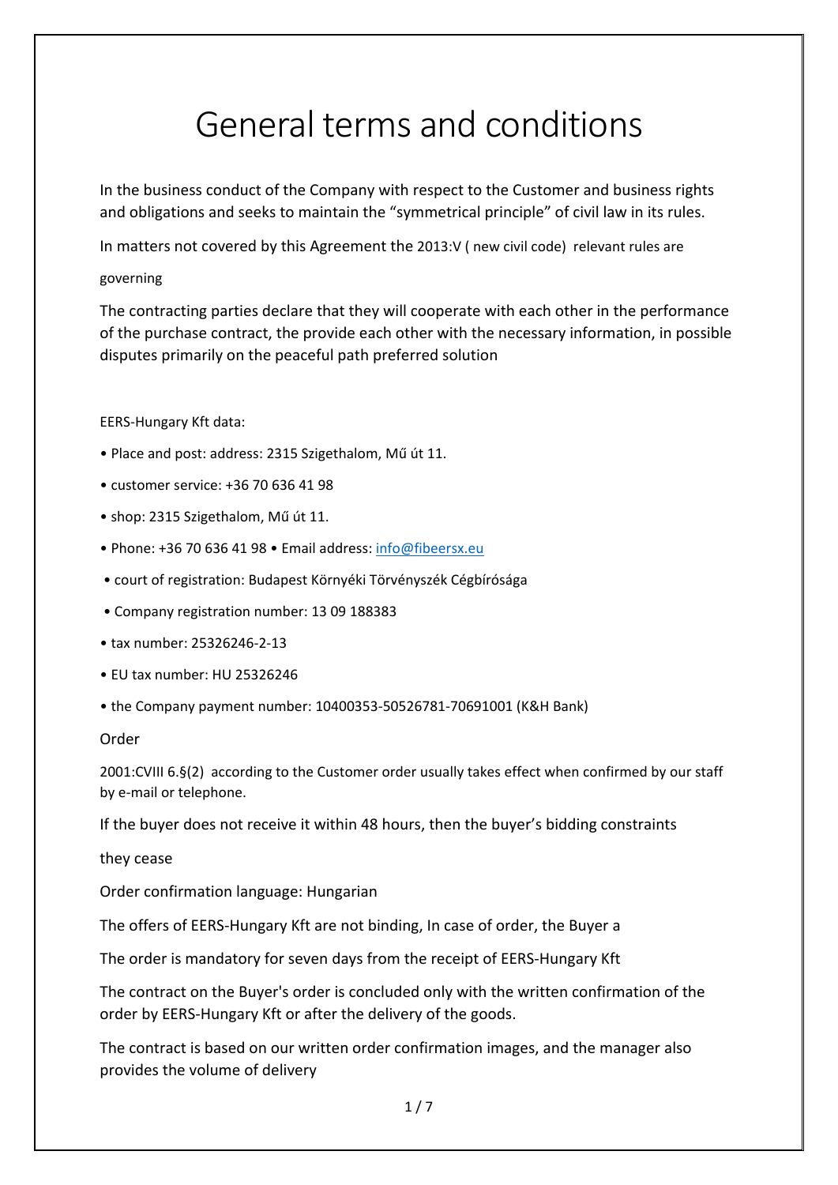# General terms and conditions

In the business conduct of the Company with respect to the Customer and business rights and obligations and seeks to maintain the "symmetrical principle" of civil law in its rules.

In matters not covered by this Agreement the 2013:V ( new civil code) relevant rules are

governing

The contracting parties declare that they will cooperate with each other in the performance of the purchase contract, the provide each other with the necessary information, in possible disputes primarily on the peaceful path preferred solution

EERS-Hungary Kft data:

- Place and post: address: 2315 Szigethalom, Mű út 11.
- customer service: +36 70 636 41 98
- shop: 2315 Szigethalom, Mű út 11.
- Phone: +36 70 636 41 98 • Email address: info@fibeersx.eu
- court of registration: Budapest Környéki Törvényszék Cégbírósága
- Company registration number: 13 09 188383
- tax number: 25326246-2-13
- EU tax number: HU 25326246
- the Company payment number: 10400353-50526781-70691001 (K&H Bank)

Order

2001:CVIII 6.§(2) according to the Customer order usually takes effect when confirmed by our staff by e-mail or telephone.

If the buyer does not receive it within 48 hours, then the buyer's bidding constraints

they cease

Order confirmation language: Hungarian

The offers of EERS-Hungary Kft are not binding, In case of order, the Buyer a

The order is mandatory for seven days from the receipt of EERS-Hungary Kft

The contract on the Buyer's order is concluded only with the written confirmation of the order by EERS-Hungary Kft or after the delivery of the goods.

The contract is based on our written order confirmation images, and the manager also provides the volume of delivery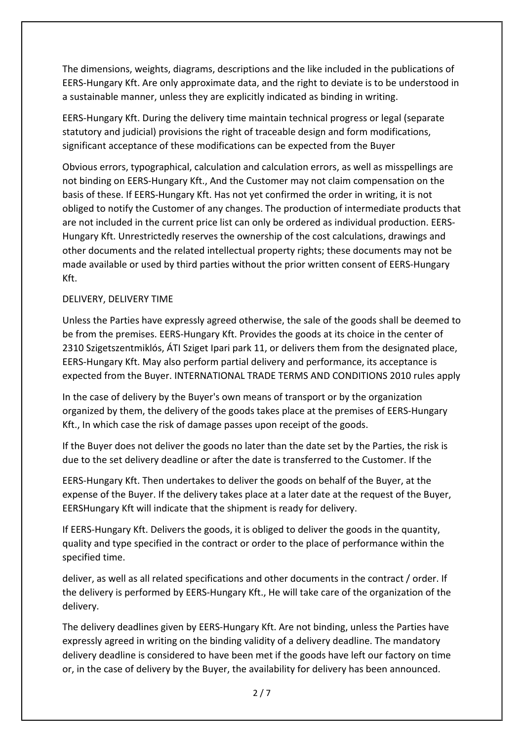The dimensions, weights, diagrams, descriptions and the like included in the publications of EERS-Hungary Kft. Are only approximate data, and the right to deviate is to be understood in a sustainable manner, unless they are explicitly indicated as binding in writing.

EERS-Hungary Kft. During the delivery time maintain technical progress or legal (separate statutory and judicial) provisions the right of traceable design and form modifications, significant acceptance of these modifications can be expected from the Buyer

Obvious errors, typographical, calculation and calculation errors, as well as misspellings are not binding on EERS-Hungary Kft., And the Customer may not claim compensation on the basis of these. If EERS-Hungary Kft. Has not yet confirmed the order in writing, it is not obliged to notify the Customer of any changes. The production of intermediate products that are not included in the current price list can only be ordered as individual production. EERS-Hungary Kft. Unrestrictedly reserves the ownership of the cost calculations, drawings and other documents and the related intellectual property rights; these documents may not be made available or used by third parties without the prior written consent of EERS-Hungary Kft.

DELIVERY, DELIVERY TIME

Unless the Parties have expressly agreed otherwise, the sale of the goods shall be deemed to be from the premises. EERS-Hungary Kft. Provides the goods at its choice in the center of 2310 Szigetszentmiklós, ÁTI Sziget Ipari park 11, or delivers them from the designated place, EERS-Hungary Kft. May also perform partial delivery and performance, its acceptance is expected from the Buyer. INTERNATIONAL TRADE TERMS AND CONDITIONS 2010 rules apply

In the case of delivery by the Buyer's own means of transport or by the organization organized by them, the delivery of the goods takes place at the premises of EERS-Hungary Kft., In which case the risk of damage passes upon receipt of the goods.

If the Buyer does not deliver the goods no later than the date set by the Parties, the risk is due to the set delivery deadline or after the date is transferred to the Customer. If the

EERS-Hungary Kft. Then undertakes to deliver the goods on behalf of the Buyer, at the expense of the Buyer. If the delivery takes place at a later date at the request of the Buyer, EERSHungary Kft will indicate that the shipment is ready for delivery.

If EERS-Hungary Kft. Delivers the goods, it is obliged to deliver the goods in the quantity, quality and type specified in the contract or order to the place of performance within the specified time.

deliver, as well as all related specifications and other documents in the contract / order. If the delivery is performed by EERS-Hungary Kft., He will take care of the organization of the delivery.

The delivery deadlines given by EERS-Hungary Kft. Are not binding, unless the Parties have expressly agreed in writing on the binding validity of a delivery deadline. The mandatory delivery deadline is considered to have been met if the goods have left our factory on time or, in the case of delivery by the Buyer, the availability for delivery has been announced.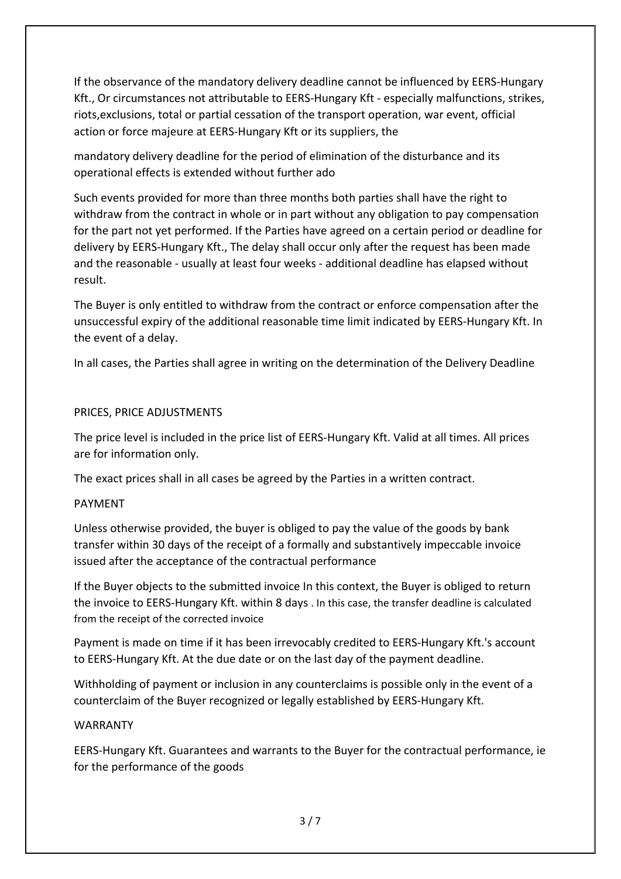If the observance of the mandatory delivery deadline cannot be influenced by EERS-Hungary Kft., Or circumstances not attributable to EERS-Hungary Kft - especially malfunctions, strikes, riots,exclusions, total or partial cessation of the transport operation, war event, official action or force majeure at EERS-Hungary Kft or its suppliers, the

mandatory delivery deadline for the period of elimination of the disturbance and its operational effects is extended without further ado

Such events provided for more than three months both parties shall have the right to withdraw from the contract in whole or in part without any obligation to pay compensation for the part not yet performed. If the Parties have agreed on a certain period or deadline for delivery by EERS-Hungary Kft., The delay shall occur only after the request has been made and the reasonable - usually at least four weeks - additional deadline has elapsed without result.

The Buyer is only entitled to withdraw from the contract or enforce compensation after the unsuccessful expiry of the additional reasonable time limit indicated by EERS-Hungary Kft. In the event of a delay.

In all cases, the Parties shall agree in writing on the determination of the Delivery Deadline

## PRICES, PRICE ADJUSTMENTS

The price level is included in the price list of EERS-Hungary Kft. Valid at all times. All prices are for information only.

The exact prices shall in all cases be agreed by the Parties in a written contract.

## PAYMENT

Unless otherwise provided, the buyer is obliged to pay the value of the goods by bank transfer within 30 days of the receipt of a formally and substantively impeccable invoice issued after the acceptance of the contractual performance

If the Buyer objects to the submitted invoice In this context, the Buyer is obliged to return the invoice to EERS-Hungary Kft. within 8 days . In this case, the transfer deadline is calculated from the receipt of the corrected invoice

Payment is made on time if it has been irrevocably credited to EERS-Hungary Kft.'s account to EERS-Hungary Kft. At the due date or on the last day of the payment deadline.

Withholding of payment or inclusion in any counterclaims is possible only in the event of a counterclaim of the Buyer recognized or legally established by EERS-Hungary Kft.

## WARRANTY

EERS-Hungary Kft. Guarantees and warrants to the Buyer for the contractual performance, ie for the performance of the goods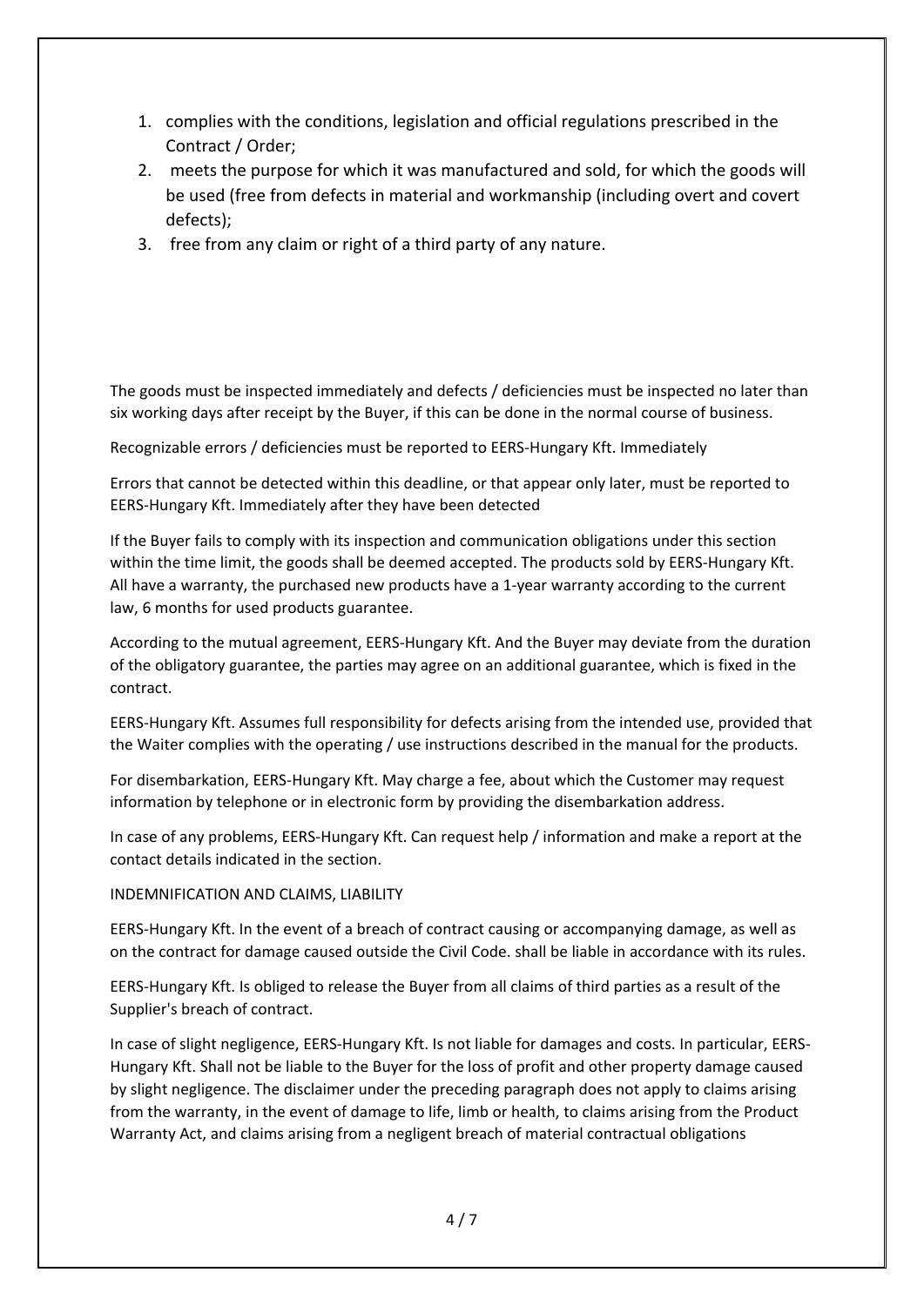1. complies with the conditions, legislation and official regulations prescribed in the Contract / Order;
2. meets the purpose for which it was manufactured and sold, for which the goods will be used (free from defects in material and workmanship (including overt and covert defects);
3. free from any claim or right of a third party of any nature.

The goods must be inspected immediately and defects / deficiencies must be inspected no later than six working days after receipt by the Buyer, if this can be done in the normal course of business.

Recognizable errors / deficiencies must be reported to EERS-Hungary Kft. Immediately

Errors that cannot be detected within this deadline, or that appear only later, must be reported to EERS-Hungary Kft. Immediately after they have been detected

If the Buyer fails to comply with its inspection and communication obligations under this section within the time limit, the goods shall be deemed accepted. The products sold by EERS-Hungary Kft. All have a warranty, the purchased new products have a 1-year warranty according to the current law, 6 months for used products guarantee.

According to the mutual agreement, EERS-Hungary Kft. And the Buyer may deviate from the duration of the obligatory guarantee, the parties may agree on an additional guarantee, which is fixed in the contract.

EERS-Hungary Kft. Assumes full responsibility for defects arising from the intended use, provided that the Waiter complies with the operating / use instructions described in the manual for the products.

For disembarkation, EERS-Hungary Kft. May charge a fee, about which the Customer may request information by telephone or in electronic form by providing the disembarkation address.

In case of any problems, EERS-Hungary Kft. Can request help / information and make a report at the contact details indicated in the section.

INDEMNIFICATION AND CLAIMS, LIABILITY

EERS-Hungary Kft. In the event of a breach of contract causing or accompanying damage, as well as on the contract for damage caused outside the Civil Code. shall be liable in accordance with its rules.

EERS-Hungary Kft. Is obliged to release the Buyer from all claims of third parties as a result of the Supplier's breach of contract.

In case of slight negligence, EERS-Hungary Kft. Is not liable for damages and costs. In particular, EERS-Hungary Kft. Shall not be liable to the Buyer for the loss of profit and other property damage caused by slight negligence. The disclaimer under the preceding paragraph does not apply to claims arising from the warranty, in the event of damage to life, limb or health, to claims arising from the Product Warranty Act, and claims arising from a negligent breach of material contractual obligations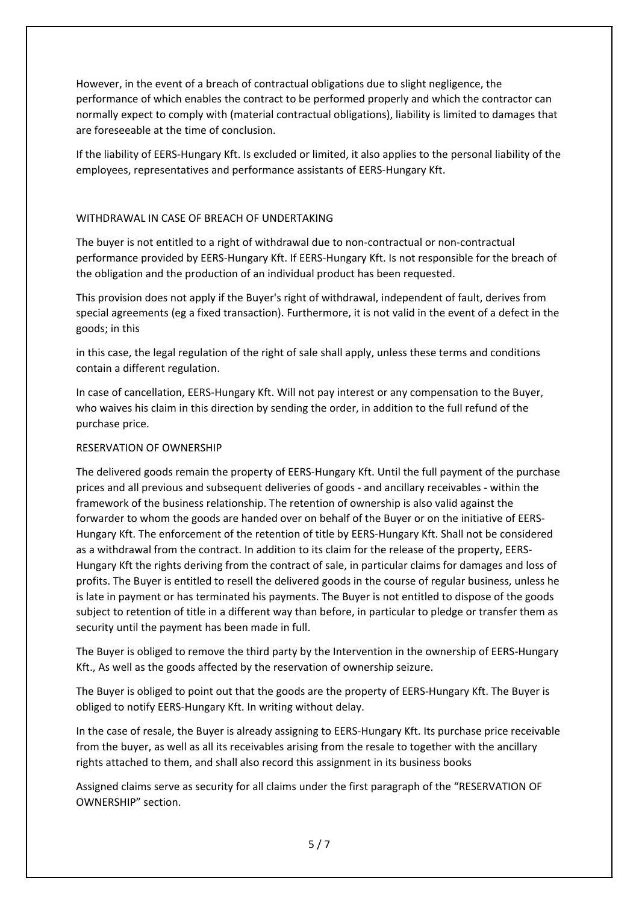However, in the event of a breach of contractual obligations due to slight negligence, the performance of which enables the contract to be performed properly and which the contractor can normally expect to comply with (material contractual obligations), liability is limited to damages that are foreseeable at the time of conclusion.

If the liability of EERS-Hungary Kft. Is excluded or limited, it also applies to the personal liability of the employees, representatives and performance assistants of EERS-Hungary Kft.

## WITHDRAWAL IN CASE OF BREACH OF UNDERTAKING

The buyer is not entitled to a right of withdrawal due to non-contractual or non-contractual performance provided by EERS-Hungary Kft. If EERS-Hungary Kft. Is not responsible for the breach of the obligation and the production of an individual product has been requested.

This provision does not apply if the Buyer's right of withdrawal, independent of fault, derives from special agreements (eg a fixed transaction). Furthermore, it is not valid in the event of a defect in the goods; in this

in this case, the legal regulation of the right of sale shall apply, unless these terms and conditions contain a different regulation.

In case of cancellation, EERS-Hungary Kft. Will not pay interest or any compensation to the Buyer, who waives his claim in this direction by sending the order, in addition to the full refund of the purchase price.

## RESERVATION OF OWNERSHIP

The delivered goods remain the property of EERS-Hungary Kft. Until the full payment of the purchase prices and all previous and subsequent deliveries of goods - and ancillary receivables - within the framework of the business relationship. The retention of ownership is also valid against the forwarder to whom the goods are handed over on behalf of the Buyer or on the initiative of EERS-Hungary Kft. The enforcement of the retention of title by EERS-Hungary Kft. Shall not be considered as a withdrawal from the contract. In addition to its claim for the release of the property, EERS-Hungary Kft the rights deriving from the contract of sale, in particular claims for damages and loss of profits. The Buyer is entitled to resell the delivered goods in the course of regular business, unless he is late in payment or has terminated his payments. The Buyer is not entitled to dispose of the goods subject to retention of title in a different way than before, in particular to pledge or transfer them as security until the payment has been made in full.

The Buyer is obliged to remove the third party by the Intervention in the ownership of EERS-Hungary Kft., As well as the goods affected by the reservation of ownership seizure.

The Buyer is obliged to point out that the goods are the property of EERS-Hungary Kft. The Buyer is obliged to notify EERS-Hungary Kft. In writing without delay.

In the case of resale, the Buyer is already assigning to EERS-Hungary Kft. Its purchase price receivable from the buyer, as well as all its receivables arising from the resale to together with the ancillary rights attached to them, and shall also record this assignment in its business books

Assigned claims serve as security for all claims under the first paragraph of the "RESERVATION OF OWNERSHIP" section.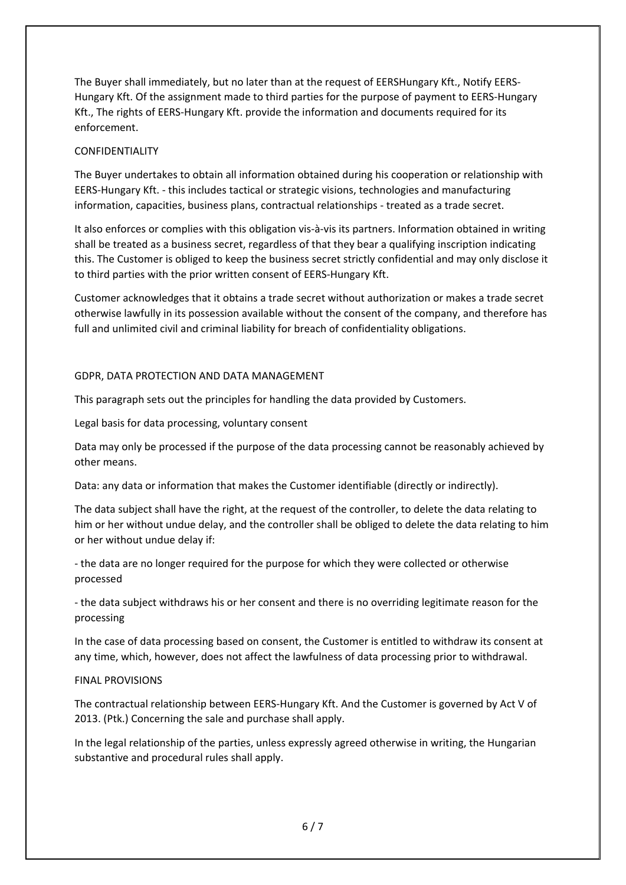The Buyer shall immediately, but no later than at the request of EERSHungary Kft., Notify EERS-Hungary Kft. Of the assignment made to third parties for the purpose of payment to EERS-Hungary Kft., The rights of EERS-Hungary Kft. provide the information and documents required for its enforcement.

## CONFIDENTIALITY

The Buyer undertakes to obtain all information obtained during his cooperation or relationship with EERS-Hungary Kft. - this includes tactical or strategic visions, technologies and manufacturing information, capacities, business plans, contractual relationships - treated as a trade secret.

It also enforces or complies with this obligation vis-à-vis its partners. Information obtained in writing shall be treated as a business secret, regardless of that they bear a qualifying inscription indicating this. The Customer is obliged to keep the business secret strictly confidential and may only disclose it to third parties with the prior written consent of EERS-Hungary Kft.

Customer acknowledges that it obtains a trade secret without authorization or makes a trade secret otherwise lawfully in its possession available without the consent of the company, and therefore has full and unlimited civil and criminal liability for breach of confidentiality obligations.

## GDPR, DATA PROTECTION AND DATA MANAGEMENT

This paragraph sets out the principles for handling the data provided by Customers.

Legal basis for data processing, voluntary consent

Data may only be processed if the purpose of the data processing cannot be reasonably achieved by other means.

Data: any data or information that makes the Customer identifiable (directly or indirectly).

The data subject shall have the right, at the request of the controller, to delete the data relating to him or her without undue delay, and the controller shall be obliged to delete the data relating to him or her without undue delay if:

- the data are no longer required for the purpose for which they were collected or otherwise processed

- the data subject withdraws his or her consent and there is no overriding legitimate reason for the processing

In the case of data processing based on consent, the Customer is entitled to withdraw its consent at any time, which, however, does not affect the lawfulness of data processing prior to withdrawal.

## FINAL PROVISIONS

The contractual relationship between EERS-Hungary Kft. And the Customer is governed by Act V of 2013. (Ptk.) Concerning the sale and purchase shall apply.

In the legal relationship of the parties, unless expressly agreed otherwise in writing, the Hungarian substantive and procedural rules shall apply.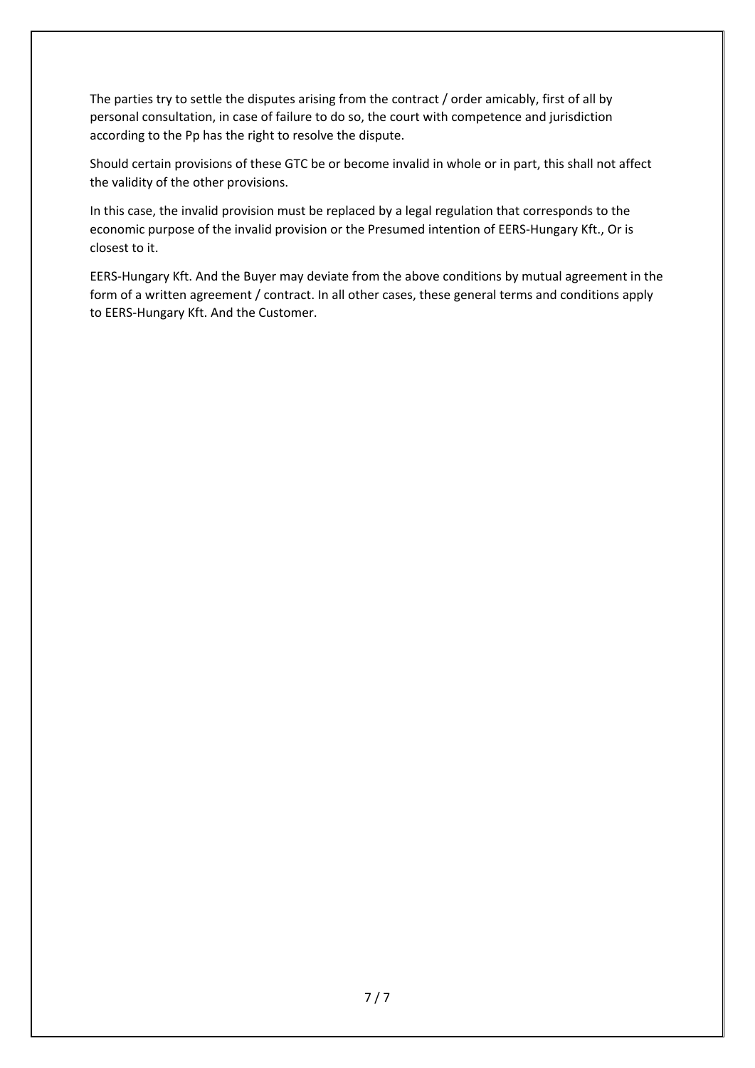The parties try to settle the disputes arising from the contract / order amicably, first of all by personal consultation, in case of failure to do so, the court with competence and jurisdiction according to the Pp has the right to resolve the dispute.

Should certain provisions of these GTC be or become invalid in whole or in part, this shall not affect the validity of the other provisions.

In this case, the invalid provision must be replaced by a legal regulation that corresponds to the economic purpose of the invalid provision or the Presumed intention of EERS-Hungary Kft., Or is closest to it.

EERS-Hungary Kft. And the Buyer may deviate from the above conditions by mutual agreement in the form of a written agreement / contract. In all other cases, these general terms and conditions apply to EERS-Hungary Kft. And the Customer.